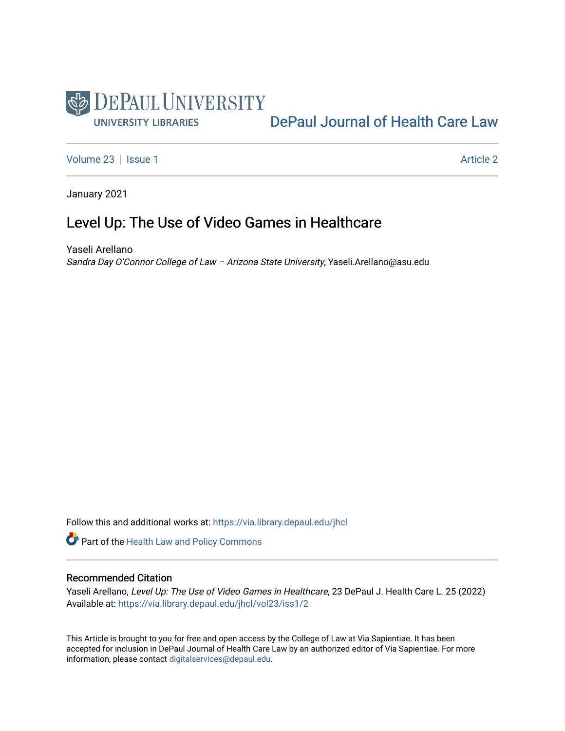DePaul University
UNIVERSITY LIBRARIES

DePaul Journal of Health Care Law

Volume 23 | Issue 1 | Article 2

January 2021

# Level Up: The Use of Video Games in Healthcare

Yaseli Arellano
*Sandra Day O'Connor College of Law – Arizona State University*, Yaseli.Arellano@asu.edu

Follow this and additional works at: https://via.library.depaul.edu/jhcl

Part of the Health Law and Policy Commons

## Recommended Citation

Yaseli Arellano, *Level Up: The Use of Video Games in Healthcare*, 23 DePaul J. Health Care L. 25 (2022)
Available at: https://via.library.depaul.edu/jhcl/vol23/iss1/2

This Article is brought to you for free and open access by the College of Law at Via Sapientiae. It has been accepted for inclusion in DePaul Journal of Health Care Law by an authorized editor of Via Sapientiae. For more information, please contact digitalservices@depaul.edu.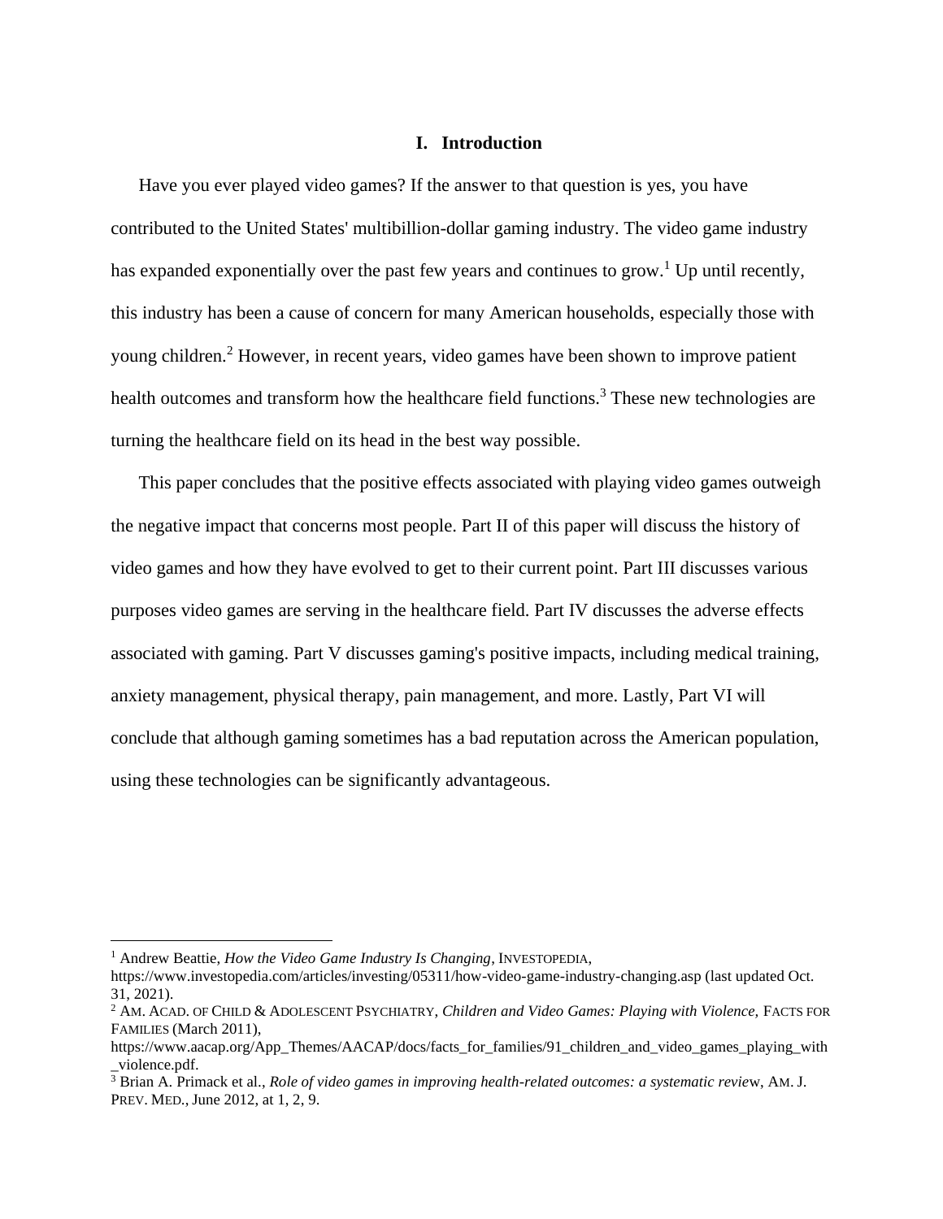## I. Introduction

Have you ever played video games? If the answer to that question is yes, you have contributed to the United States' multibillion-dollar gaming industry. The video game industry has expanded exponentially over the past few years and continues to grow.[1] Up until recently, this industry has been a cause of concern for many American households, especially those with young children.[2] However, in recent years, video games have been shown to improve patient health outcomes and transform how the healthcare field functions.[3] These new technologies are turning the healthcare field on its head in the best way possible.

This paper concludes that the positive effects associated with playing video games outweigh the negative impact that concerns most people. Part II of this paper will discuss the history of video games and how they have evolved to get to their current point. Part III discusses various purposes video games are serving in the healthcare field. Part IV discusses the adverse effects associated with gaming. Part V discusses gaming's positive impacts, including medical training, anxiety management, physical therapy, pain management, and more. Lastly, Part VI will conclude that although gaming sometimes has a bad reputation across the American population, using these technologies can be significantly advantageous.

---

[1] Andrew Beattie, *How the Video Game Industry Is Changing*, INVESTOPEDIA, https://www.investopedia.com/articles/investing/05311/how-video-game-industry-changing.asp (last updated Oct. 31, 2021).

[2] AM. ACAD. OF CHILD & ADOLESCENT PSYCHIATRY, *Children and Video Games: Playing with Violence,* FACTS FOR FAMILIES (March 2011), https://www.aacap.org/App_Themes/AACAP/docs/facts_for_families/91_children_and_video_games_playing_with_violence.pdf.

[3] Brian A. Primack et al., *Role of video games in improving health-related outcomes: a systematic review*, AM. J. PREV. MED., June 2012, at 1, 2, 9.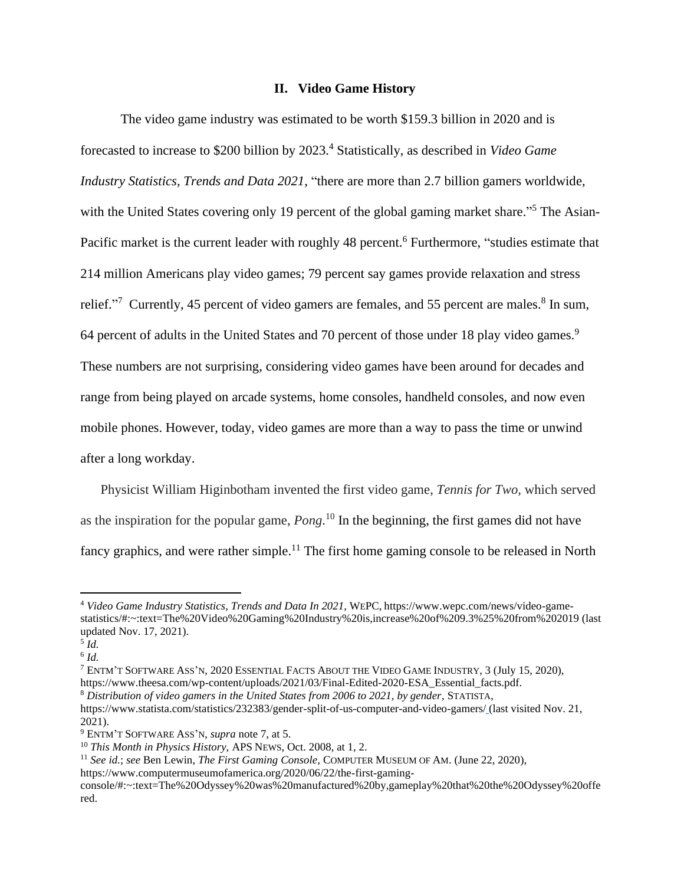## II. Video Game History

The video game industry was estimated to be worth $159.3 billion in 2020 and is forecasted to increase to $200 billion by 2023.[4] Statistically, as described in *Video Game Industry Statistics, Trends and Data 2021*, "there are more than 2.7 billion gamers worldwide, with the United States covering only 19 percent of the global gaming market share."[5] The Asian-Pacific market is the current leader with roughly 48 percent.[6] Furthermore, "studies estimate that 214 million Americans play video games; 79 percent say games provide relaxation and stress relief."[7] Currently, 45 percent of video gamers are females, and 55 percent are males.[8] In sum, 64 percent of adults in the United States and 70 percent of those under 18 play video games.[9] These numbers are not surprising, considering video games have been around for decades and range from being played on arcade systems, home consoles, handheld consoles, and now even mobile phones. However, today, video games are more than a way to pass the time or unwind after a long workday.

Physicist William Higinbotham invented the first video game, *Tennis for Two,* which served as the inspiration for the popular game, *Pong*.[10] In the beginning, the first games did not have fancy graphics, and were rather simple.[11] The first home gaming console to be released in North

---

[4] *Video Game Industry Statistics, Trends and Data In 2021,* WEPC, https://www.wepc.com/news/video-game-statistics/#:~:text=The%20Video%20Gaming%20Industry%20is,increase%20of%209.3%25%20from%202019 (last updated Nov. 17, 2021).

[5] *Id.*

[6] *Id.*

[7] ENTM'T SOFTWARE ASS'N, 2020 ESSENTIAL FACTS ABOUT THE VIDEO GAME INDUSTRY, 3 (July 15, 2020), https://www.theesa.com/wp-content/uploads/2021/03/Final-Edited-2020-ESA_Essential_facts.pdf.

[8] *Distribution of video gamers in the United States from 2006 to 2021, by gender*, STATISTA, https://www.statista.com/statistics/232383/gender-split-of-us-computer-and-video-gamers/ (last visited Nov. 21, 2021).

[9] ENTM'T SOFTWARE ASS'N, *supra* note 7, at 5.

[10] *This Month in Physics History,* APS NEWS, Oct. 2008, at 1, 2.

[11] *See id.*; *see* Ben Lewin, *The First Gaming Console,* COMPUTER MUSEUM OF AM. (June 22, 2020), https://www.computermuseumofamerica.org/2020/06/22/the-first-gaming-console/#:~:text=The%20Odyssey%20was%20manufactured%20by,gameplay%20that%20the%20Odyssey%20offered.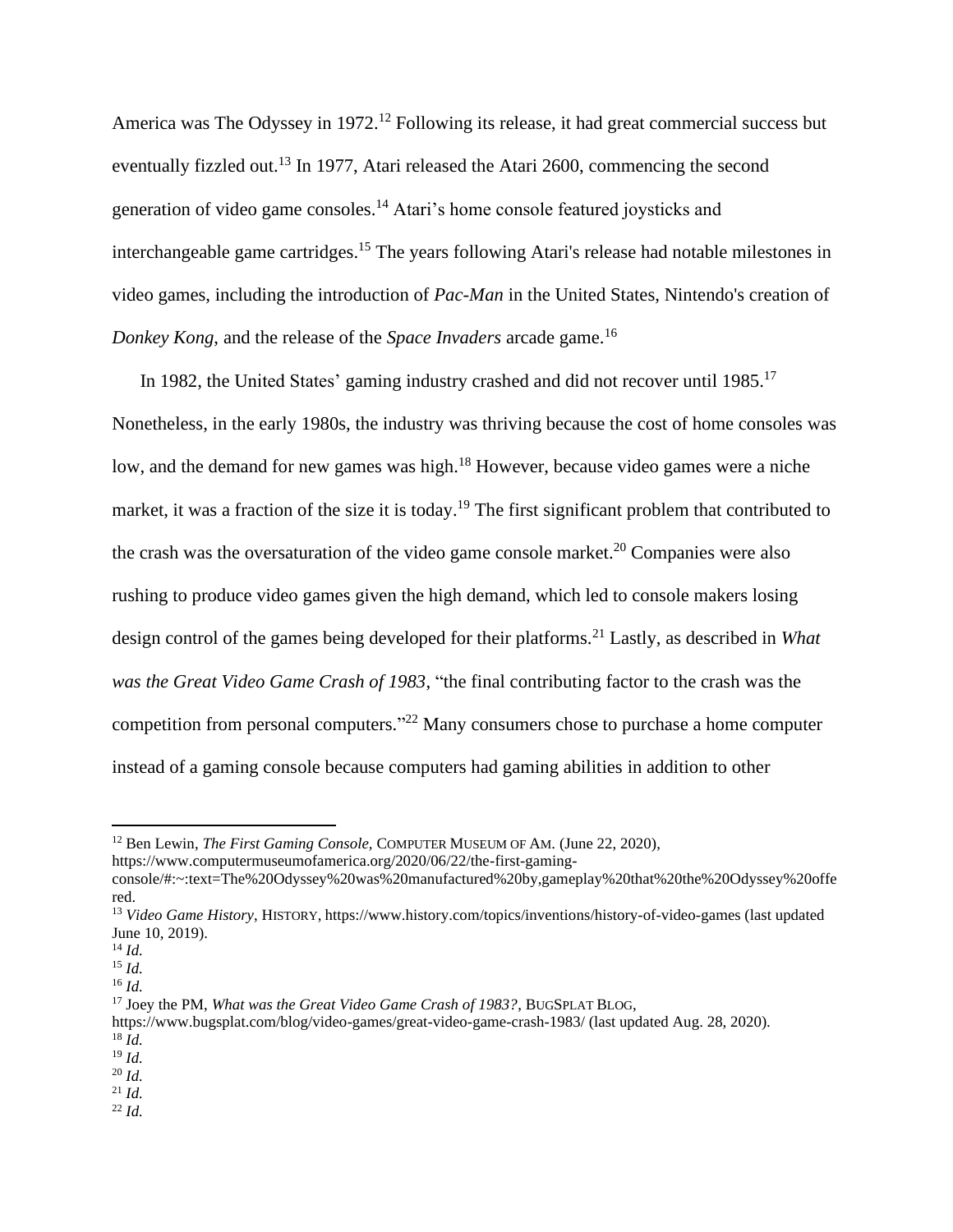America was The Odyssey in 1972.[12] Following its release, it had great commercial success but eventually fizzled out.[13] In 1977, Atari released the Atari 2600, commencing the second generation of video game consoles.[14] Atari's home console featured joysticks and interchangeable game cartridges.[15] The years following Atari's release had notable milestones in video games, including the introduction of *Pac-Man* in the United States, Nintendo's creation of *Donkey Kong*, and the release of the *Space Invaders* arcade game.[16]

In 1982, the United States' gaming industry crashed and did not recover until 1985.[17] Nonetheless, in the early 1980s, the industry was thriving because the cost of home consoles was low, and the demand for new games was high.[18] However, because video games were a niche market, it was a fraction of the size it is today.[19] The first significant problem that contributed to the crash was the oversaturation of the video game console market.[20] Companies were also rushing to produce video games given the high demand, which led to console makers losing design control of the games being developed for their platforms.[21] Lastly, as described in *What was the Great Video Game Crash of 1983*, "the final contributing factor to the crash was the competition from personal computers."[22] Many consumers chose to purchase a home computer instead of a gaming console because computers had gaming abilities in addition to other

---

[12] Ben Lewin, *The First Gaming Console*, COMPUTER MUSEUM OF AM. (June 22, 2020), https://www.computermuseumofamerica.org/2020/06/22/the-first-gaming-console/#:~:text=The%20Odyssey%20was%20manufactured%20by,gameplay%20that%20the%20Odyssey%20offered.

[13] *Video Game History*, HISTORY, https://www.history.com/topics/inventions/history-of-video-games (last updated June 10, 2019).

[14] *Id.*

[15] *Id.*

[16] *Id.*

[17] Joey the PM, *What was the Great Video Game Crash of 1983?*, BUGSPLAT BLOG, https://www.bugsplat.com/blog/video-games/great-video-game-crash-1983/ (last updated Aug. 28, 2020).

[18] *Id.*

[19] *Id.*

[20] *Id.*

[21] *Id.*

[22] *Id.*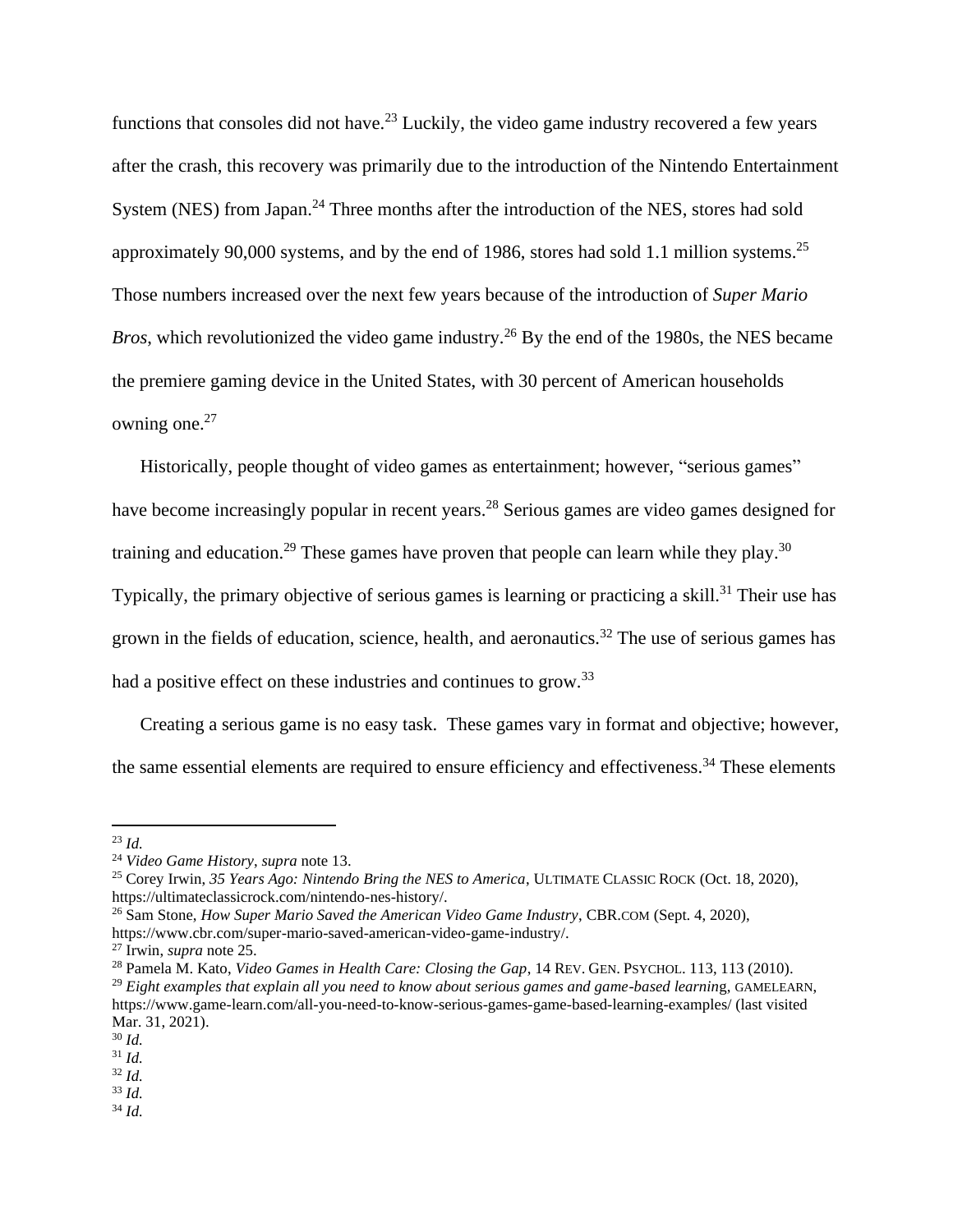functions that consoles did not have.[23] Luckily, the video game industry recovered a few years after the crash, this recovery was primarily due to the introduction of the Nintendo Entertainment System (NES) from Japan.[24] Three months after the introduction of the NES, stores had sold approximately 90,000 systems, and by the end of 1986, stores had sold 1.1 million systems.[25] Those numbers increased over the next few years because of the introduction of *Super Mario Bros*, which revolutionized the video game industry.[26] By the end of the 1980s, the NES became the premiere gaming device in the United States, with 30 percent of American households owning one.[27]

Historically, people thought of video games as entertainment; however, "serious games" have become increasingly popular in recent years.[28] Serious games are video games designed for training and education.[29] These games have proven that people can learn while they play.[30] Typically, the primary objective of serious games is learning or practicing a skill.[31] Their use has grown in the fields of education, science, health, and aeronautics.[32] The use of serious games has had a positive effect on these industries and continues to grow.[33]

Creating a serious game is no easy task. These games vary in format and objective; however, the same essential elements are required to ensure efficiency and effectiveness.[34] These elements

---

[23] *Id.*

[24] *Video Game History*, *supra* note 13.

[25] Corey Irwin, *35 Years Ago: Nintendo Bring the NES to America*, ULTIMATE CLASSIC ROCK (Oct. 18, 2020), https://ultimateclassicrock.com/nintendo-nes-history/.

[26] Sam Stone, *How Super Mario Saved the American Video Game Industry*, CBR.COM (Sept. 4, 2020), https://www.cbr.com/super-mario-saved-american-video-game-industry/.

[27] Irwin, *supra* note 25.

[28] Pamela M. Kato, *Video Games in Health Care: Closing the Gap*, 14 REV. GEN. PSYCHOL. 113, 113 (2010).

[29] *Eight examples that explain all you need to know about serious games and game-based learning*, GAMELEARN, https://www.game-learn.com/all-you-need-to-know-serious-games-game-based-learning-examples/ (last visited Mar. 31, 2021).

[30] *Id.*

[31] *Id.*

[32] *Id.*

[33] *Id.*

[34] *Id.*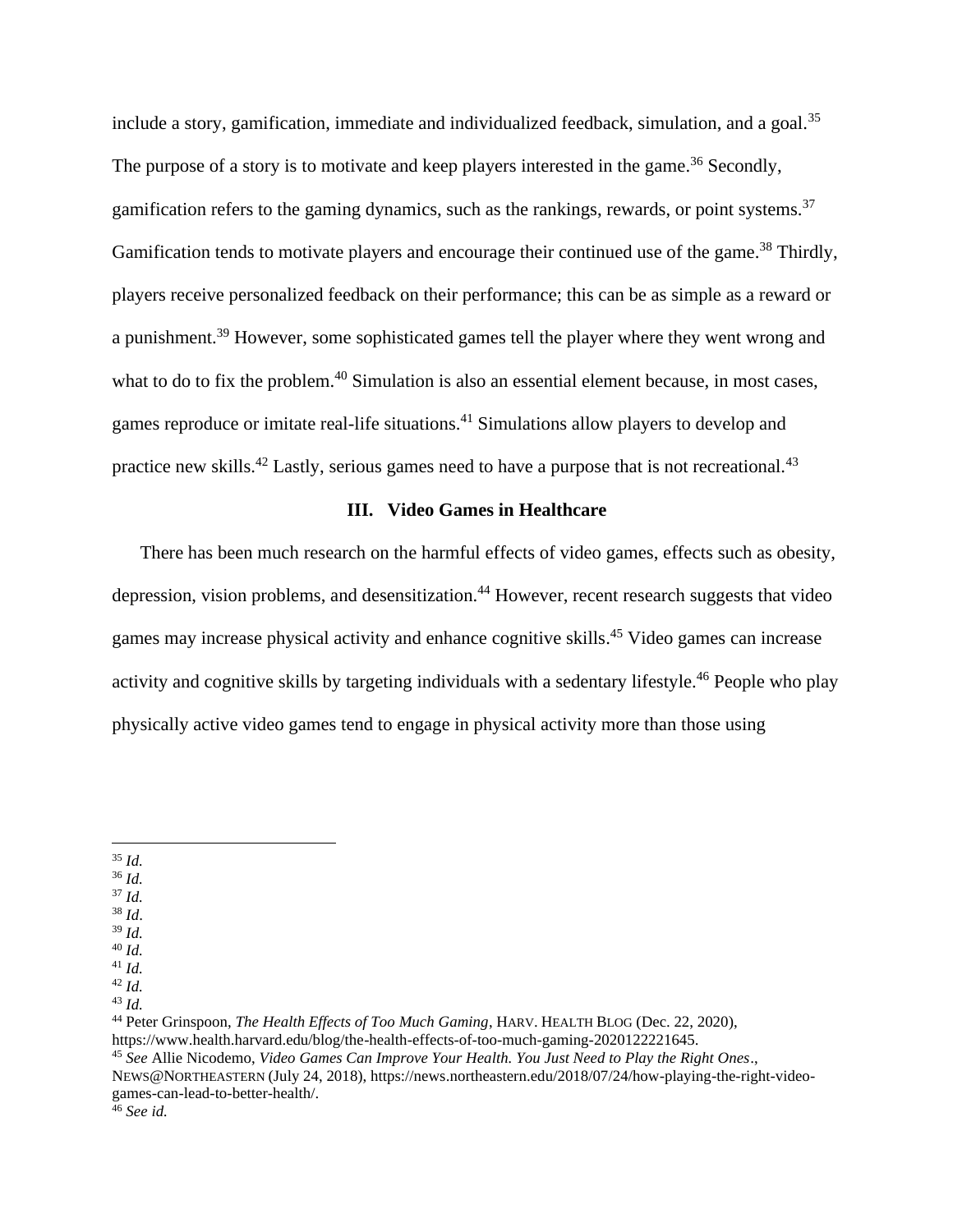include a story, gamification, immediate and individualized feedback, simulation, and a goal.[35] The purpose of a story is to motivate and keep players interested in the game.[36] Secondly, gamification refers to the gaming dynamics, such as the rankings, rewards, or point systems.[37] Gamification tends to motivate players and encourage their continued use of the game.[38] Thirdly, players receive personalized feedback on their performance; this can be as simple as a reward or a punishment.[39] However, some sophisticated games tell the player where they went wrong and what to do to fix the problem.[40] Simulation is also an essential element because, in most cases, games reproduce or imitate real-life situations.[41] Simulations allow players to develop and practice new skills.[42] Lastly, serious games need to have a purpose that is not recreational.[43]

## III. Video Games in Healthcare

There has been much research on the harmful effects of video games, effects such as obesity, depression, vision problems, and desensitization.[44] However, recent research suggests that video games may increase physical activity and enhance cognitive skills.[45] Video games can increase activity and cognitive skills by targeting individuals with a sedentary lifestyle.[46] People who play physically active video games tend to engage in physical activity more than those using

---

[35] *Id.*
[36] *Id.*
[37] *Id.*
[38] *Id*.
[39] *Id.*
[40] *Id.*
[41] *Id.*
[42] *Id.*
[43] *Id.*
[44] Peter Grinspoon, *The Health Effects of Too Much Gaming*, HARV. HEALTH BLOG (Dec. 22, 2020), https://www.health.harvard.edu/blog/the-health-effects-of-too-much-gaming-2020122221645.
[45] *See* Allie Nicodemo, *Video Games Can Improve Your Health. You Just Need to Play the Right Ones*., NEWS@NORTHEASTERN (July 24, 2018), https://news.northeastern.edu/2018/07/24/how-playing-the-right-video-games-can-lead-to-better-health/.
[46] *See id.*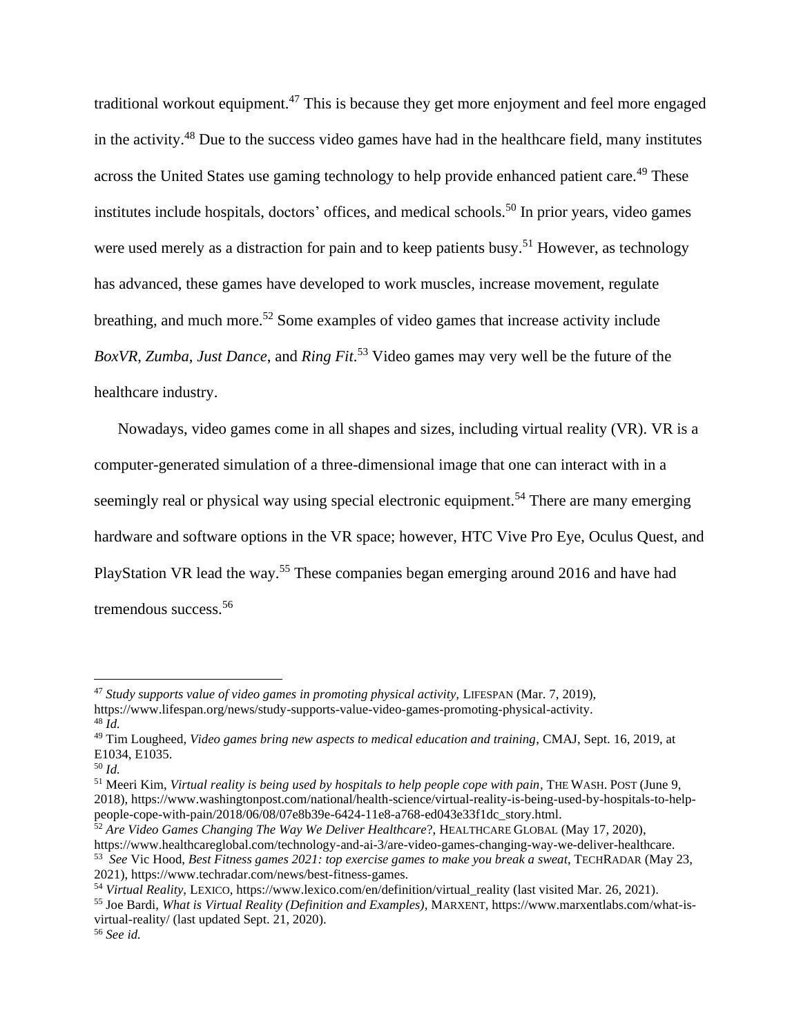traditional workout equipment.[47] This is because they get more enjoyment and feel more engaged in the activity.[48] Due to the success video games have had in the healthcare field, many institutes across the United States use gaming technology to help provide enhanced patient care.[49] These institutes include hospitals, doctors' offices, and medical schools.[50] In prior years, video games were used merely as a distraction for pain and to keep patients busy.[51] However, as technology has advanced, these games have developed to work muscles, increase movement, regulate breathing, and much more.[52] Some examples of video games that increase activity include *BoxVR*, *Zumba*, *Just Dance*, and *Ring Fit*.[53] Video games may very well be the future of the healthcare industry.

Nowadays, video games come in all shapes and sizes, including virtual reality (VR). VR is a computer-generated simulation of a three-dimensional image that one can interact with in a seemingly real or physical way using special electronic equipment.[54] There are many emerging hardware and software options in the VR space; however, HTC Vive Pro Eye, Oculus Quest, and PlayStation VR lead the way.[55] These companies began emerging around 2016 and have had tremendous success.[56]

---

[47] *Study supports value of video games in promoting physical activity,* LIFESPAN (Mar. 7, 2019), https://www.lifespan.org/news/study-supports-value-video-games-promoting-physical-activity.

[48] *Id.*

[49] Tim Lougheed, *Video games bring new aspects to medical education and training*, CMAJ, Sept. 16, 2019, at E1034, E1035.

[50] *Id.*

[51] Meeri Kim, *Virtual reality is being used by hospitals to help people cope with pain*, THE WASH. POST (June 9, 2018), https://www.washingtonpost.com/national/health-science/virtual-reality-is-being-used-by-hospitals-to-help-people-cope-with-pain/2018/06/08/07e8b39e-6424-11e8-a768-ed043e33f1dc_story.html.

[52] *Are Video Games Changing The Way We Deliver Healthcare*?, HEALTHCARE GLOBAL (May 17, 2020), https://www.healthcareglobal.com/technology-and-ai-3/are-video-games-changing-way-we-deliver-healthcare.

[53] *See* Vic Hood, *Best Fitness games 2021: top exercise games to make you break a sweat*, TECHRADAR (May 23, 2021), https://www.techradar.com/news/best-fitness-games.

[54] *Virtual Reality*, LEXICO, https://www.lexico.com/en/definition/virtual_reality (last visited Mar. 26, 2021).

[55] Joe Bardi, *What is Virtual Reality (Definition and Examples)*, MARXENT, https://www.marxentlabs.com/what-is-virtual-reality/ (last updated Sept. 21, 2020).

[56] *See id.*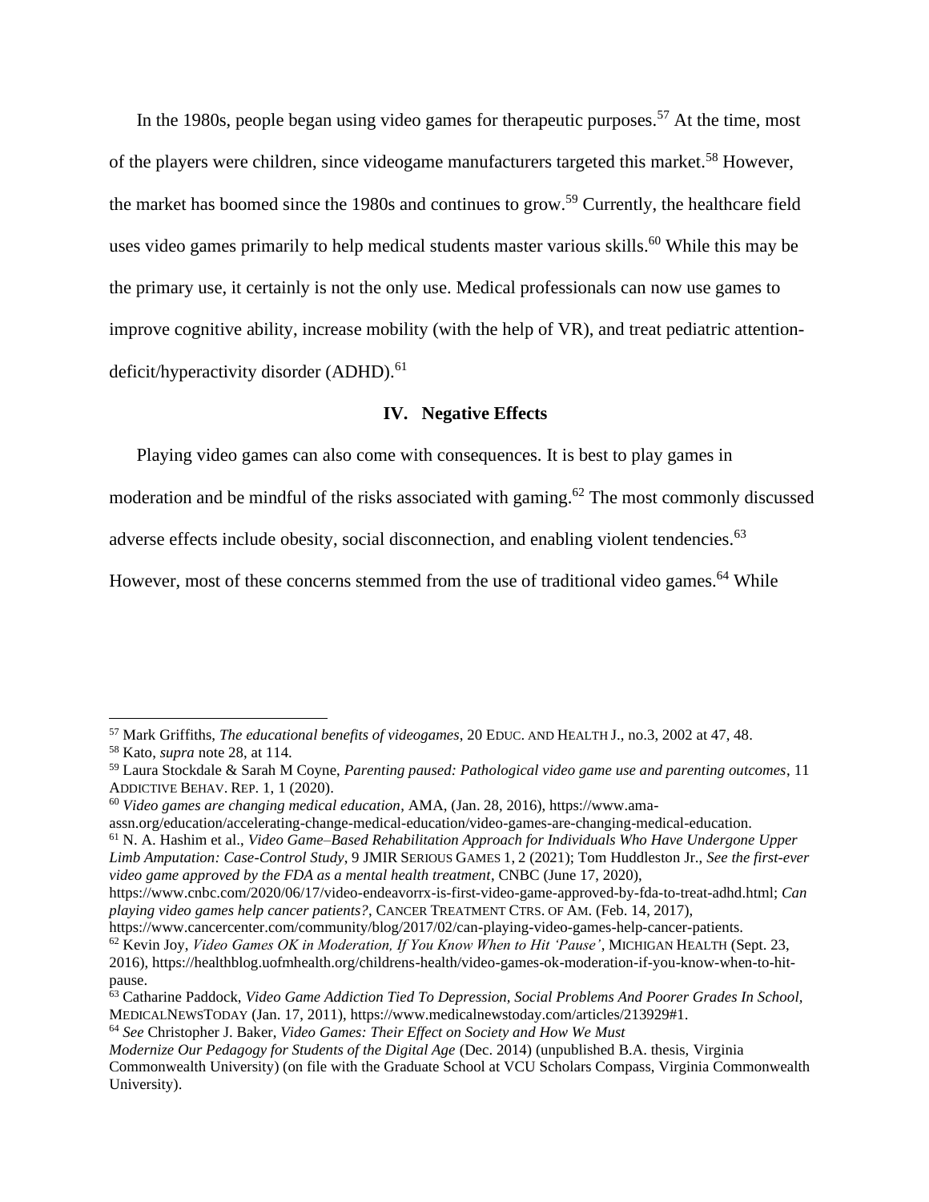In the 1980s, people began using video games for therapeutic purposes.[57] At the time, most of the players were children, since videogame manufacturers targeted this market.[58] However, the market has boomed since the 1980s and continues to grow.[59] Currently, the healthcare field uses video games primarily to help medical students master various skills.[60] While this may be the primary use, it certainly is not the only use. Medical professionals can now use games to improve cognitive ability, increase mobility (with the help of VR), and treat pediatric attention-deficit/hyperactivity disorder (ADHD).[61]

## IV. Negative Effects

Playing video games can also come with consequences. It is best to play games in moderation and be mindful of the risks associated with gaming.[62] The most commonly discussed adverse effects include obesity, social disconnection, and enabling violent tendencies.[63] However, most of these concerns stemmed from the use of traditional video games.[64] While

---

[57] Mark Griffiths, *The educational benefits of videogames*, 20 EDUC. AND HEALTH J., no.3, 2002 at 47, 48.

[58] Kato, *supra* note 28, at 114.

[59] Laura Stockdale & Sarah M Coyne, *Parenting paused: Pathological video game use and parenting outcomes*, 11 ADDICTIVE BEHAV. REP. 1, 1 (2020).

[60] *Video games are changing medical education*, AMA, (Jan. 28, 2016), https://www.ama-assn.org/education/accelerating-change-medical-education/video-games-are-changing-medical-education.

[61] N. A. Hashim et al., *Video Game–Based Rehabilitation Approach for Individuals Who Have Undergone Upper Limb Amputation: Case-Control Study*, 9 JMIR SERIOUS GAMES 1, 2 (2021); Tom Huddleston Jr., *See the first-ever video game approved by the FDA as a mental health treatment*, CNBC (June 17, 2020), https://www.cnbc.com/2020/06/17/video-endeavorrx-is-first-video-game-approved-by-fda-to-treat-adhd.html; *Can playing video games help cancer patients?*, CANCER TREATMENT CTRS. OF AM. (Feb. 14, 2017), https://www.cancercenter.com/community/blog/2017/02/can-playing-video-games-help-cancer-patients.

[62] Kevin Joy, *Video Games OK in Moderation, If You Know When to Hit 'Pause'*, MICHIGAN HEALTH (Sept. 23, 2016), https://healthblog.uofmhealth.org/childrens-health/video-games-ok-moderation-if-you-know-when-to-hit-pause.

[63] Catharine Paddock, *Video Game Addiction Tied To Depression, Social Problems And Poorer Grades In School*, MEDICALNEWSTODAY (Jan. 17, 2011), https://www.medicalnewstoday.com/articles/213929#1.

[64] *See* Christopher J. Baker, *Video Games: Their Effect on Society and How We Must Modernize Our Pedagogy for Students of the Digital Age* (Dec. 2014) (unpublished B.A. thesis, Virginia Commonwealth University) (on file with the Graduate School at VCU Scholars Compass, Virginia Commonwealth University).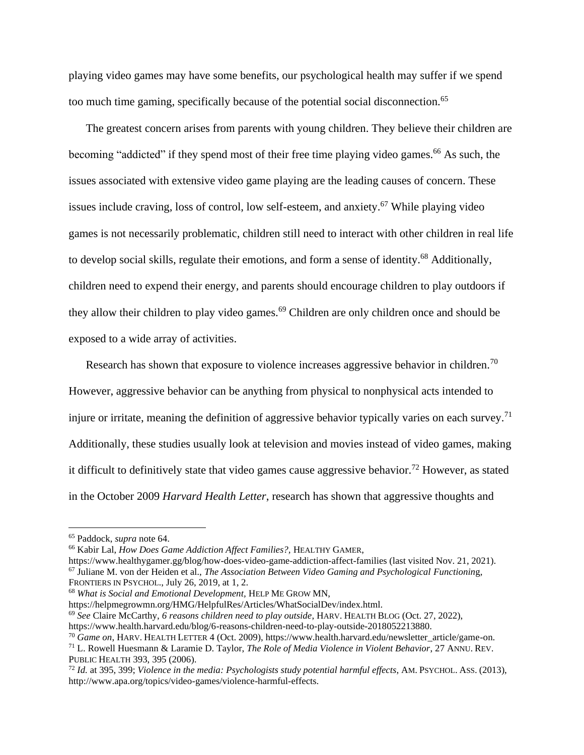playing video games may have some benefits, our psychological health may suffer if we spend too much time gaming, specifically because of the potential social disconnection.[65]

The greatest concern arises from parents with young children. They believe their children are becoming "addicted" if they spend most of their free time playing video games.[66] As such, the issues associated with extensive video game playing are the leading causes of concern. These issues include craving, loss of control, low self-esteem, and anxiety.[67] While playing video games is not necessarily problematic, children still need to interact with other children in real life to develop social skills, regulate their emotions, and form a sense of identity.[68] Additionally, children need to expend their energy, and parents should encourage children to play outdoors if they allow their children to play video games.[69] Children are only children once and should be exposed to a wide array of activities.

Research has shown that exposure to violence increases aggressive behavior in children.[70] However, aggressive behavior can be anything from physical to nonphysical acts intended to injure or irritate, meaning the definition of aggressive behavior typically varies on each survey.[71] Additionally, these studies usually look at television and movies instead of video games, making it difficult to definitively state that video games cause aggressive behavior.[72] However, as stated in the October 2009 *Harvard Health Letter*, research has shown that aggressive thoughts and

---

[65] Paddock, *supra* note 64.

[66] Kabir Lal, *How Does Game Addiction Affect Families?*, HEALTHY GAMER, https://www.healthygamer.gg/blog/how-does-video-game-addiction-affect-families (last visited Nov. 21, 2021).

[67] Juliane M. von der Heiden et al., *The Association Between Video Gaming and Psychological Functioning*, FRONTIERS IN PSYCHOL., July 26, 2019, at 1, 2.

[68] *What is Social and Emotional Development*, HELP ME GROW MN, https://helpmegrowmn.org/HMG/HelpfulRes/Articles/WhatSocialDev/index.html.

[69] *See* Claire McCarthy, *6 reasons children need to play outside*, HARV. HEALTH BLOG (Oct. 27, 2022), https://www.health.harvard.edu/blog/6-reasons-children-need-to-play-outside-2018052213880.

[70] *Game on*, HARV. HEALTH LETTER 4 (Oct. 2009), https://www.health.harvard.edu/newsletter_article/game-on.

[71] L. Rowell Huesmann & Laramie D. Taylor, *The Role of Media Violence in Violent Behavior*, 27 ANNU. REV. PUBLIC HEALTH 393, 395 (2006).

[72] *Id.* at 395, 399; *Violence in the media: Psychologists study potential harmful effects*, AM. PSYCHOL. ASS. (2013), http://www.apa.org/topics/video-games/violence-harmful-effects.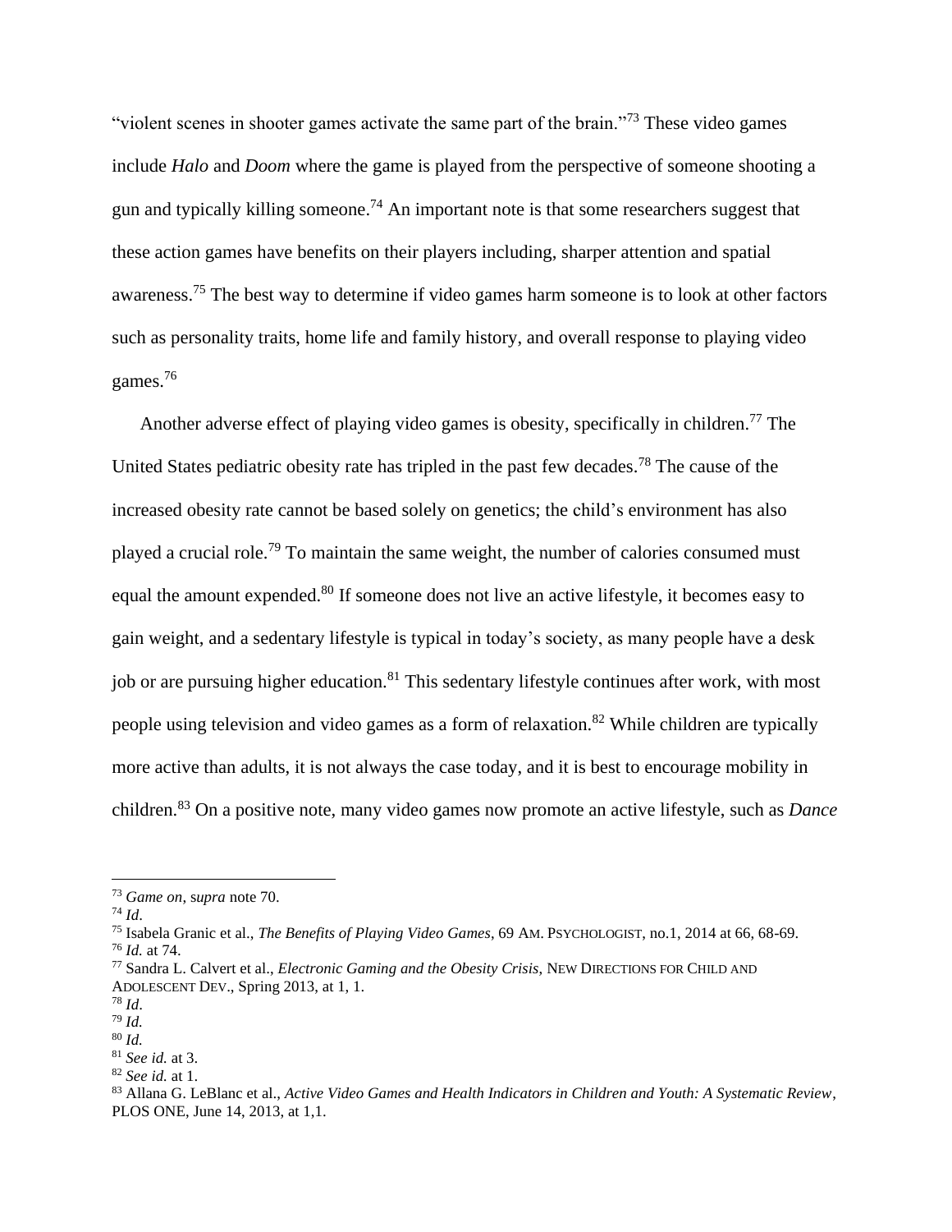"violent scenes in shooter games activate the same part of the brain."[73] These video games include *Halo* and *Doom* where the game is played from the perspective of someone shooting a gun and typically killing someone.[74] An important note is that some researchers suggest that these action games have benefits on their players including, sharper attention and spatial awareness.[75] The best way to determine if video games harm someone is to look at other factors such as personality traits, home life and family history, and overall response to playing video games.[76]

Another adverse effect of playing video games is obesity, specifically in children.[77] The United States pediatric obesity rate has tripled in the past few decades.[78] The cause of the increased obesity rate cannot be based solely on genetics; the child's environment has also played a crucial role.[79] To maintain the same weight, the number of calories consumed must equal the amount expended.[80] If someone does not live an active lifestyle, it becomes easy to gain weight, and a sedentary lifestyle is typical in today's society, as many people have a desk job or are pursuing higher education.[81] This sedentary lifestyle continues after work, with most people using television and video games as a form of relaxation.[82] While children are typically more active than adults, it is not always the case today, and it is best to encourage mobility in children.[83] On a positive note, many video games now promote an active lifestyle, such as *Dance*

---

[73] *Game on*, s*upra* note 70.
[74] *Id*.
[75] Isabela Granic et al., *The Benefits of Playing Video Games*, 69 AM. PSYCHOLOGIST, no.1, 2014 at 66, 68-69.
[76] *Id.* at 74.
[77] Sandra L. Calvert et al., *Electronic Gaming and the Obesity Crisis*, NEW DIRECTIONS FOR CHILD AND ADOLESCENT DEV., Spring 2013, at 1, 1.
[78] *Id*.
[79] *Id.*
[80] *Id.*
[81] *See id.* at 3.
[82] *See id.* at 1.
[83] Allana G. LeBlanc et al., *Active Video Games and Health Indicators in Children and Youth: A Systematic Review*, PLOS ONE, June 14, 2013, at 1,1.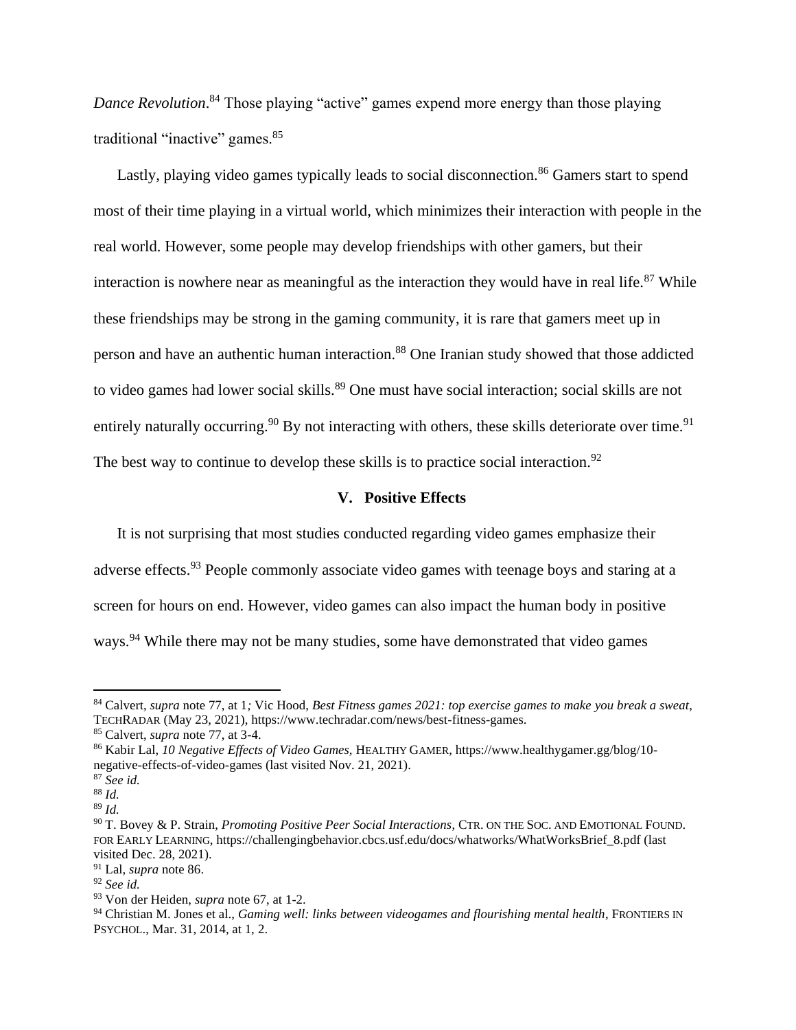*Dance Revolution*.[84] Those playing "active" games expend more energy than those playing traditional "inactive" games.[85]

Lastly, playing video games typically leads to social disconnection.[86] Gamers start to spend most of their time playing in a virtual world, which minimizes their interaction with people in the real world. However, some people may develop friendships with other gamers, but their interaction is nowhere near as meaningful as the interaction they would have in real life.[87] While these friendships may be strong in the gaming community, it is rare that gamers meet up in person and have an authentic human interaction.[88] One Iranian study showed that those addicted to video games had lower social skills.[89] One must have social interaction; social skills are not entirely naturally occurring.[90] By not interacting with others, these skills deteriorate over time.[91] The best way to continue to develop these skills is to practice social interaction.[92]

## V. Positive Effects

It is not surprising that most studies conducted regarding video games emphasize their adverse effects.[93] People commonly associate video games with teenage boys and staring at a screen for hours on end. However, video games can also impact the human body in positive ways.[94] While there may not be many studies, some have demonstrated that video games

---

[84] Calvert, *supra* note 77, at 1*;* Vic Hood, *Best Fitness games 2021: top exercise games to make you break a sweat*, TECHRADAR (May 23, 2021), https://www.techradar.com/news/best-fitness-games.

[85] Calvert, *supra* note 77, at 3-4.

[86] Kabir Lal, *10 Negative Effects of Video Games,* HEALTHY GAMER, https://www.healthygamer.gg/blog/10-negative-effects-of-video-games (last visited Nov. 21, 2021).

[87] *See id.*

[88] *Id.*

[89] *Id.*

[90] T. Bovey & P. Strain, *Promoting Positive Peer Social Interactions*, CTR. ON THE SOC. AND EMOTIONAL FOUND. FOR EARLY LEARNING, https://challengingbehavior.cbcs.usf.edu/docs/whatworks/WhatWorksBrief_8.pdf (last visited Dec. 28, 2021).

[91] Lal, *supra* note 86.

[92] *See id.*

[93] Von der Heiden, *supra* note 67, at 1-2.

[94] Christian M. Jones et al., *Gaming well: links between videogames and flourishing mental health*, FRONTIERS IN PSYCHOL., Mar. 31, 2014, at 1, 2.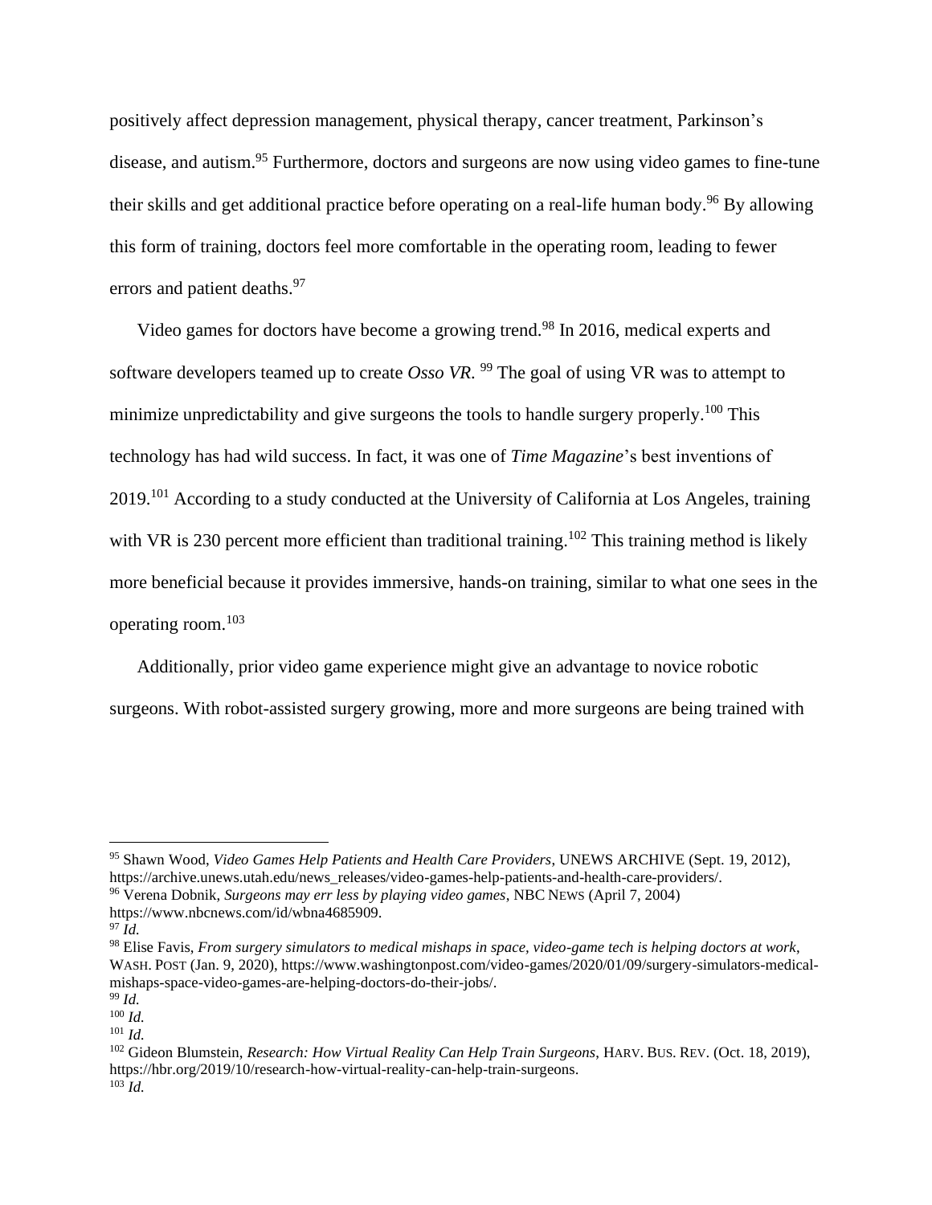positively affect depression management, physical therapy, cancer treatment, Parkinson's disease, and autism.[95] Furthermore, doctors and surgeons are now using video games to fine-tune their skills and get additional practice before operating on a real-life human body.[96] By allowing this form of training, doctors feel more comfortable in the operating room, leading to fewer errors and patient deaths.[97]

Video games for doctors have become a growing trend.[98] In 2016, medical experts and software developers teamed up to create *Osso VR*. [99] The goal of using VR was to attempt to minimize unpredictability and give surgeons the tools to handle surgery properly.[100] This technology has had wild success. In fact, it was one of *Time Magazine*'s best inventions of 2019.[101] According to a study conducted at the University of California at Los Angeles, training with VR is 230 percent more efficient than traditional training.[102] This training method is likely more beneficial because it provides immersive, hands-on training, similar to what one sees in the operating room.[103]

Additionally, prior video game experience might give an advantage to novice robotic surgeons. With robot-assisted surgery growing, more and more surgeons are being trained with

---

[95] Shawn Wood, *Video Games Help Patients and Health Care Providers*, UNEWS ARCHIVE (Sept. 19, 2012), https://archive.unews.utah.edu/news_releases/video-games-help-patients-and-health-care-providers/.

[96] Verena Dobnik, *Surgeons may err less by playing video games*, NBC NEWS (April 7, 2004) https://www.nbcnews.com/id/wbna4685909.

[97] *Id.*

[98] Elise Favis, *From surgery simulators to medical mishaps in space, video-game tech is helping doctors at work*, WASH. POST (Jan. 9, 2020), https://www.washingtonpost.com/video-games/2020/01/09/surgery-simulators-medical-mishaps-space-video-games-are-helping-doctors-do-their-jobs/.

[99] *Id.*

[100] *Id.*

[101] *Id.*

[102] Gideon Blumstein, *Research: How Virtual Reality Can Help Train Surgeons*, HARV. BUS. REV. (Oct. 18, 2019), https://hbr.org/2019/10/research-how-virtual-reality-can-help-train-surgeons.

[103] *Id.*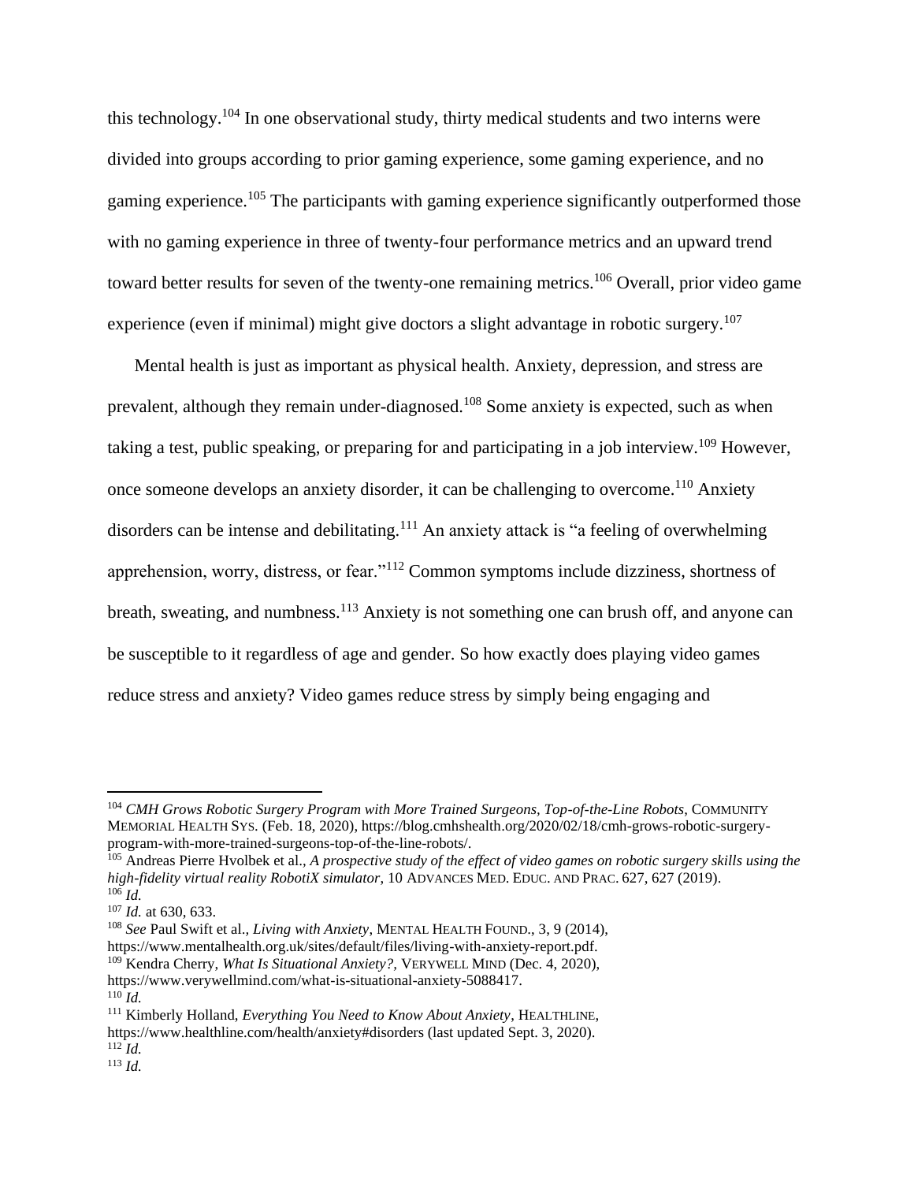this technology.[104] In one observational study, thirty medical students and two interns were divided into groups according to prior gaming experience, some gaming experience, and no gaming experience.[105] The participants with gaming experience significantly outperformed those with no gaming experience in three of twenty-four performance metrics and an upward trend toward better results for seven of the twenty-one remaining metrics.[106] Overall, prior video game experience (even if minimal) might give doctors a slight advantage in robotic surgery.[107]

Mental health is just as important as physical health. Anxiety, depression, and stress are prevalent, although they remain under-diagnosed.[108] Some anxiety is expected, such as when taking a test, public speaking, or preparing for and participating in a job interview.[109] However, once someone develops an anxiety disorder, it can be challenging to overcome.[110] Anxiety disorders can be intense and debilitating.[111] An anxiety attack is "a feeling of overwhelming apprehension, worry, distress, or fear."[112] Common symptoms include dizziness, shortness of breath, sweating, and numbness.[113] Anxiety is not something one can brush off, and anyone can be susceptible to it regardless of age and gender. So how exactly does playing video games reduce stress and anxiety? Video games reduce stress by simply being engaging and

---

[104] *CMH Grows Robotic Surgery Program with More Trained Surgeons, Top-of-the-Line Robots*, COMMUNITY MEMORIAL HEALTH SYS. (Feb. 18, 2020), https://blog.cmhshealth.org/2020/02/18/cmh-grows-robotic-surgery-program-with-more-trained-surgeons-top-of-the-line-robots/.

[105] Andreas Pierre Hvolbek et al., *A prospective study of the effect of video games on robotic surgery skills using the high-fidelity virtual reality RobotiX simulator*, 10 ADVANCES MED. EDUC. AND PRAC. 627, 627 (2019).

[106] *Id.*

[107] *Id.* at 630, 633.

[108] *See* Paul Swift et al., *Living with Anxiety*, MENTAL HEALTH FOUND., 3, 9 (2014), https://www.mentalhealth.org.uk/sites/default/files/living-with-anxiety-report.pdf.

[109] Kendra Cherry, *What Is Situational Anxiety?*, VERYWELL MIND (Dec. 4, 2020), https://www.verywellmind.com/what-is-situational-anxiety-5088417.

[110] *Id.*

[111] Kimberly Holland, *Everything You Need to Know About Anxiety*, HEALTHLINE, https://www.healthline.com/health/anxiety#disorders (last updated Sept. 3, 2020).

[112] *Id.*

[113] *Id.*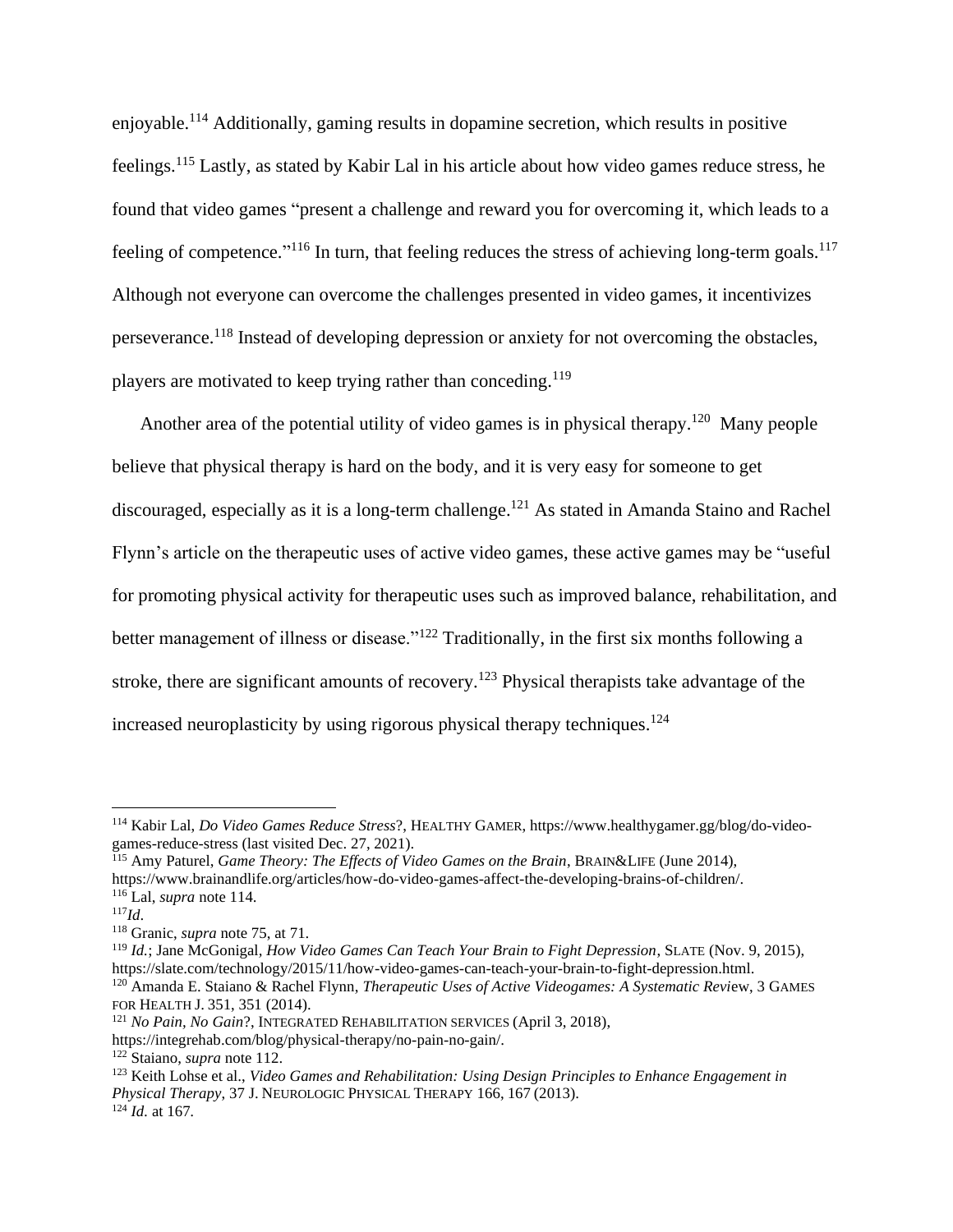enjoyable.[114] Additionally, gaming results in dopamine secretion, which results in positive feelings.[115] Lastly, as stated by Kabir Lal in his article about how video games reduce stress, he found that video games "present a challenge and reward you for overcoming it, which leads to a feeling of competence."[116] In turn, that feeling reduces the stress of achieving long-term goals.[117] Although not everyone can overcome the challenges presented in video games, it incentivizes perseverance.[118] Instead of developing depression or anxiety for not overcoming the obstacles, players are motivated to keep trying rather than conceding.[119]

Another area of the potential utility of video games is in physical therapy.[120] Many people believe that physical therapy is hard on the body, and it is very easy for someone to get discouraged, especially as it is a long-term challenge.[121] As stated in Amanda Staino and Rachel Flynn's article on the therapeutic uses of active video games, these active games may be "useful for promoting physical activity for therapeutic uses such as improved balance, rehabilitation, and better management of illness or disease."[122] Traditionally, in the first six months following a stroke, there are significant amounts of recovery.[123] Physical therapists take advantage of the increased neuroplasticity by using rigorous physical therapy techniques.[124]

---

[114] Kabir Lal, *Do Video Games Reduce Stress*?, HEALTHY GAMER, https://www.healthygamer.gg/blog/do-video-games-reduce-stress (last visited Dec. 27, 2021).

[115] Amy Paturel, *Game Theory: The Effects of Video Games on the Brain*, BRAIN&LIFE (June 2014), https://www.brainandlife.org/articles/how-do-video-games-affect-the-developing-brains-of-children/.

[116] Lal, *supra* note 114.

[117] *Id*.

[118] Granic, *supra* note 75, at 71.

[119] *Id.*; Jane McGonigal, *How Video Games Can Teach Your Brain to Fight Depression*, SLATE (Nov. 9, 2015), https://slate.com/technology/2015/11/how-video-games-can-teach-your-brain-to-fight-depression.html.

[120] Amanda E. Staiano & Rachel Flynn, *Therapeutic Uses of Active Videogames: A Systematic Review*, 3 GAMES FOR HEALTH J. 351, 351 (2014).

[121] *No Pain, No Gain*?, INTEGRATED REHABILITATION SERVICES (April 3, 2018), https://integrehab.com/blog/physical-therapy/no-pain-no-gain/.

[122] Staiano, *supra* note 112.

[123] Keith Lohse et al., *Video Games and Rehabilitation: Using Design Principles to Enhance Engagement in Physical Therapy*, 37 J. NEUROLOGIC PHYSICAL THERAPY 166, 167 (2013).

[124] *Id.* at 167.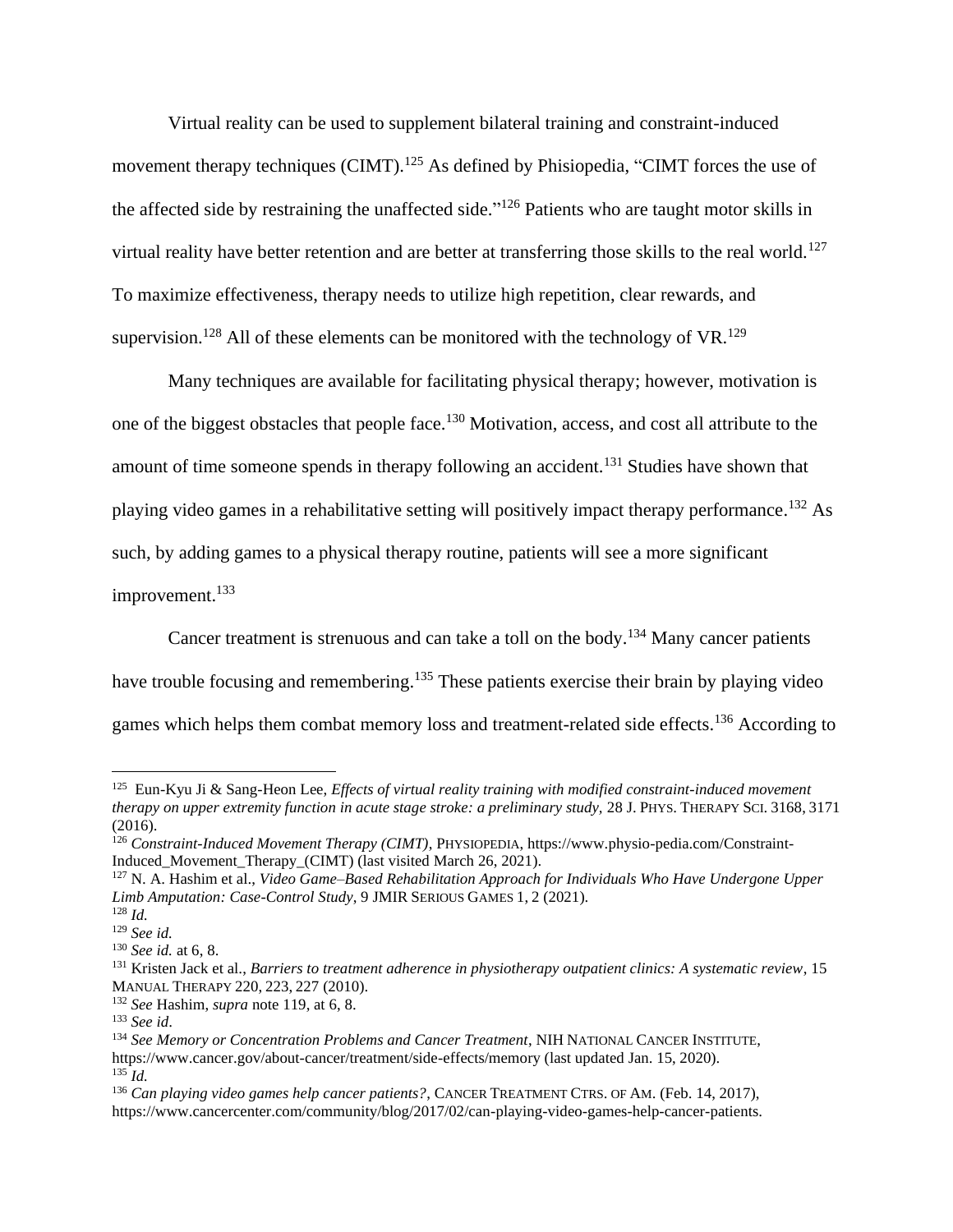Virtual reality can be used to supplement bilateral training and constraint-induced movement therapy techniques (CIMT).[125] As defined by Phisiopedia, "CIMT forces the use of the affected side by restraining the unaffected side."[126] Patients who are taught motor skills in virtual reality have better retention and are better at transferring those skills to the real world.[127] To maximize effectiveness, therapy needs to utilize high repetition, clear rewards, and supervision.[128] All of these elements can be monitored with the technology of VR.[129]

Many techniques are available for facilitating physical therapy; however, motivation is one of the biggest obstacles that people face.[130] Motivation, access, and cost all attribute to the amount of time someone spends in therapy following an accident.[131] Studies have shown that playing video games in a rehabilitative setting will positively impact therapy performance.[132] As such, by adding games to a physical therapy routine, patients will see a more significant improvement.[133]

Cancer treatment is strenuous and can take a toll on the body.[134] Many cancer patients have trouble focusing and remembering.[135] These patients exercise their brain by playing video games which helps them combat memory loss and treatment-related side effects.[136] According to

---

[125] Eun-Kyu Ji & Sang-Heon Lee, *Effects of virtual reality training with modified constraint-induced movement therapy on upper extremity function in acute stage stroke: a preliminary study,* 28 J. PHYS. THERAPY SCI. 3168, 3171 (2016).

[126] *Constraint-Induced Movement Therapy (CIMT)*, PHYSIOPEDIA, https://www.physio-pedia.com/Constraint-Induced_Movement_Therapy_(CIMT) (last visited March 26, 2021).

[127] N. A. Hashim et al., *Video Game–Based Rehabilitation Approach for Individuals Who Have Undergone Upper Limb Amputation: Case-Control Study*, 9 JMIR SERIOUS GAMES 1, 2 (2021).

[128] *Id.*

[129] *See id.*

[130] *See id.* at 6, 8.

[131] Kristen Jack et al., *Barriers to treatment adherence in physiotherapy outpatient clinics: A systematic review*, 15 MANUAL THERAPY 220, 223, 227 (2010).

[132] *See* Hashim, *supra* note 119, at 6, 8.

[133] *See id*.

[134] *See Memory or Concentration Problems and Cancer Treatment*, NIH NATIONAL CANCER INSTITUTE, https://www.cancer.gov/about-cancer/treatment/side-effects/memory (last updated Jan. 15, 2020).

[135] *Id.*

[136] *Can playing video games help cancer patients?*, CANCER TREATMENT CTRS. OF AM. (Feb. 14, 2017), https://www.cancercenter.com/community/blog/2017/02/can-playing-video-games-help-cancer-patients.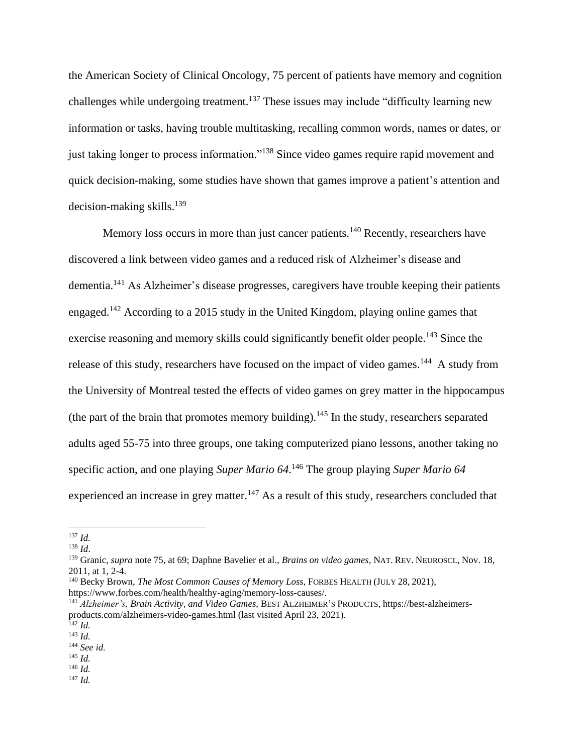the American Society of Clinical Oncology, 75 percent of patients have memory and cognition challenges while undergoing treatment.[137] These issues may include "difficulty learning new information or tasks, having trouble multitasking, recalling common words, names or dates, or just taking longer to process information."[138] Since video games require rapid movement and quick decision-making, some studies have shown that games improve a patient's attention and decision-making skills.[139]

Memory loss occurs in more than just cancer patients.[140] Recently, researchers have discovered a link between video games and a reduced risk of Alzheimer's disease and dementia.[141] As Alzheimer's disease progresses, caregivers have trouble keeping their patients engaged.[142] According to a 2015 study in the United Kingdom, playing online games that exercise reasoning and memory skills could significantly benefit older people.[143] Since the release of this study, researchers have focused on the impact of video games.[144] A study from the University of Montreal tested the effects of video games on grey matter in the hippocampus (the part of the brain that promotes memory building).[145] In the study, researchers separated adults aged 55-75 into three groups, one taking computerized piano lessons, another taking no specific action, and one playing *Super Mario 64*.[146] The group playing *Super Mario 64* experienced an increase in grey matter.[147] As a result of this study, researchers concluded that

---

[137] *Id.*

[138] *Id*.

[139] Granic, *supra* note 75, at 69; Daphne Bavelier et al., *Brains on video games*, NAT. REV. NEUROSCI., Nov. 18, 2011, at 1, 2-4.

[140] Becky Brown, *The Most Common Causes of Memory Loss*, FORBES HEALTH (JULY 28, 2021), https://www.forbes.com/health/healthy-aging/memory-loss-causes/.

[141] *Alzheimer's, Brain Activity, and Video Games*, BEST ALZHEIMER'S PRODUCTS, https://best-alzheimers-products.com/alzheimers-video-games.html (last visited April 23, 2021).

[142] *Id.*

[143] *Id.*

[144] *See id.*

[145] *Id.*

[146] *Id.*

[147] *Id.*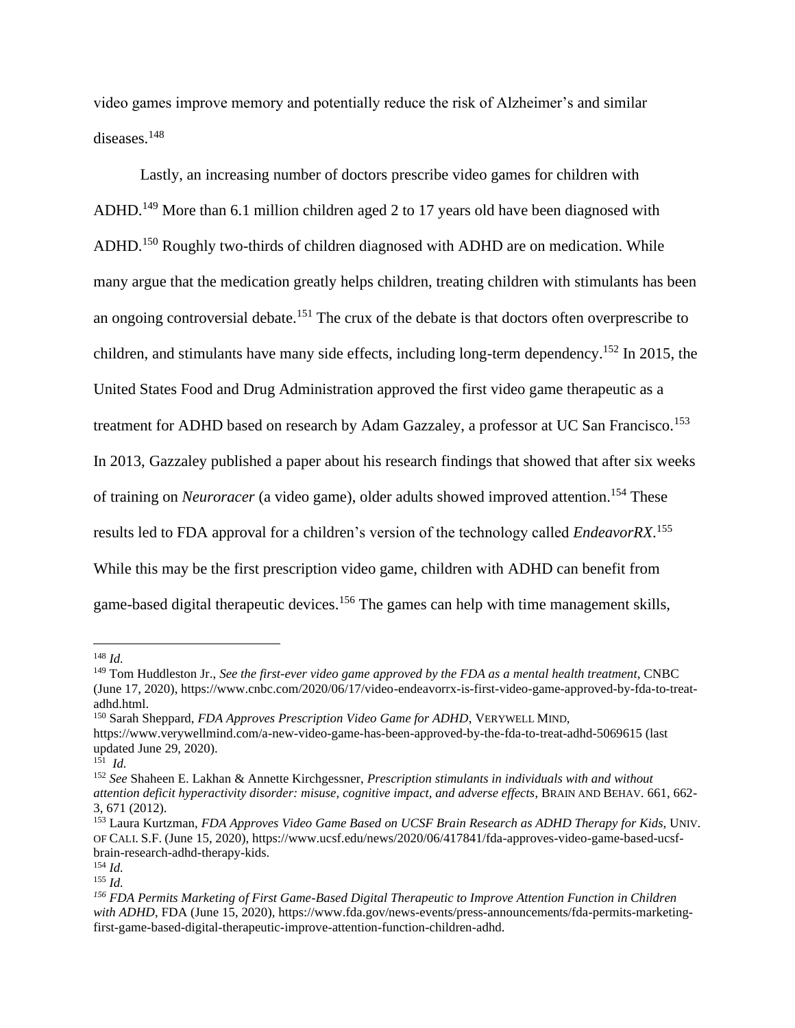video games improve memory and potentially reduce the risk of Alzheimer's and similar diseases.[148]

Lastly, an increasing number of doctors prescribe video games for children with ADHD.[149] More than 6.1 million children aged 2 to 17 years old have been diagnosed with ADHD.[150] Roughly two-thirds of children diagnosed with ADHD are on medication. While many argue that the medication greatly helps children, treating children with stimulants has been an ongoing controversial debate.[151] The crux of the debate is that doctors often overprescribe to children, and stimulants have many side effects, including long-term dependency.[152] In 2015, the United States Food and Drug Administration approved the first video game therapeutic as a treatment for ADHD based on research by Adam Gazzaley, a professor at UC San Francisco.[153] In 2013, Gazzaley published a paper about his research findings that showed that after six weeks of training on *Neuroracer* (a video game), older adults showed improved attention.[154] These results led to FDA approval for a children's version of the technology called *EndeavorRX*.[155] While this may be the first prescription video game, children with ADHD can benefit from game-based digital therapeutic devices.[156] The games can help with time management skills,

---

[148] *Id.*

[149] Tom Huddleston Jr., *See the first-ever video game approved by the FDA as a mental health treatment*, CNBC (June 17, 2020), https://www.cnbc.com/2020/06/17/video-endeavorrx-is-first-video-game-approved-by-fda-to-treat-adhd.html.

[150] Sarah Sheppard, *FDA Approves Prescription Video Game for ADHD*, VERYWELL MIND, https://www.verywellmind.com/a-new-video-game-has-been-approved-by-the-fda-to-treat-adhd-5069615 (last updated June 29, 2020).

[151] *Id.*

[152] *See* Shaheen E. Lakhan & Annette Kirchgessner, *Prescription stimulants in individuals with and without attention deficit hyperactivity disorder: misuse, cognitive impact, and adverse effects*, BRAIN AND BEHAV. 661, 662-3, 671 (2012).

[153] Laura Kurtzman, *FDA Approves Video Game Based on UCSF Brain Research as ADHD Therapy for Kids,* UNIV. OF CALI. S.F. (June 15, 2020), https://www.ucsf.edu/news/2020/06/417841/fda-approves-video-game-based-ucsf-brain-research-adhd-therapy-kids.

[154] *Id.*

[155] *Id.*

[156] *FDA Permits Marketing of First Game-Based Digital Therapeutic to Improve Attention Function in Children with ADHD*, FDA (June 15, 2020), https://www.fda.gov/news-events/press-announcements/fda-permits-marketing-first-game-based-digital-therapeutic-improve-attention-function-children-adhd.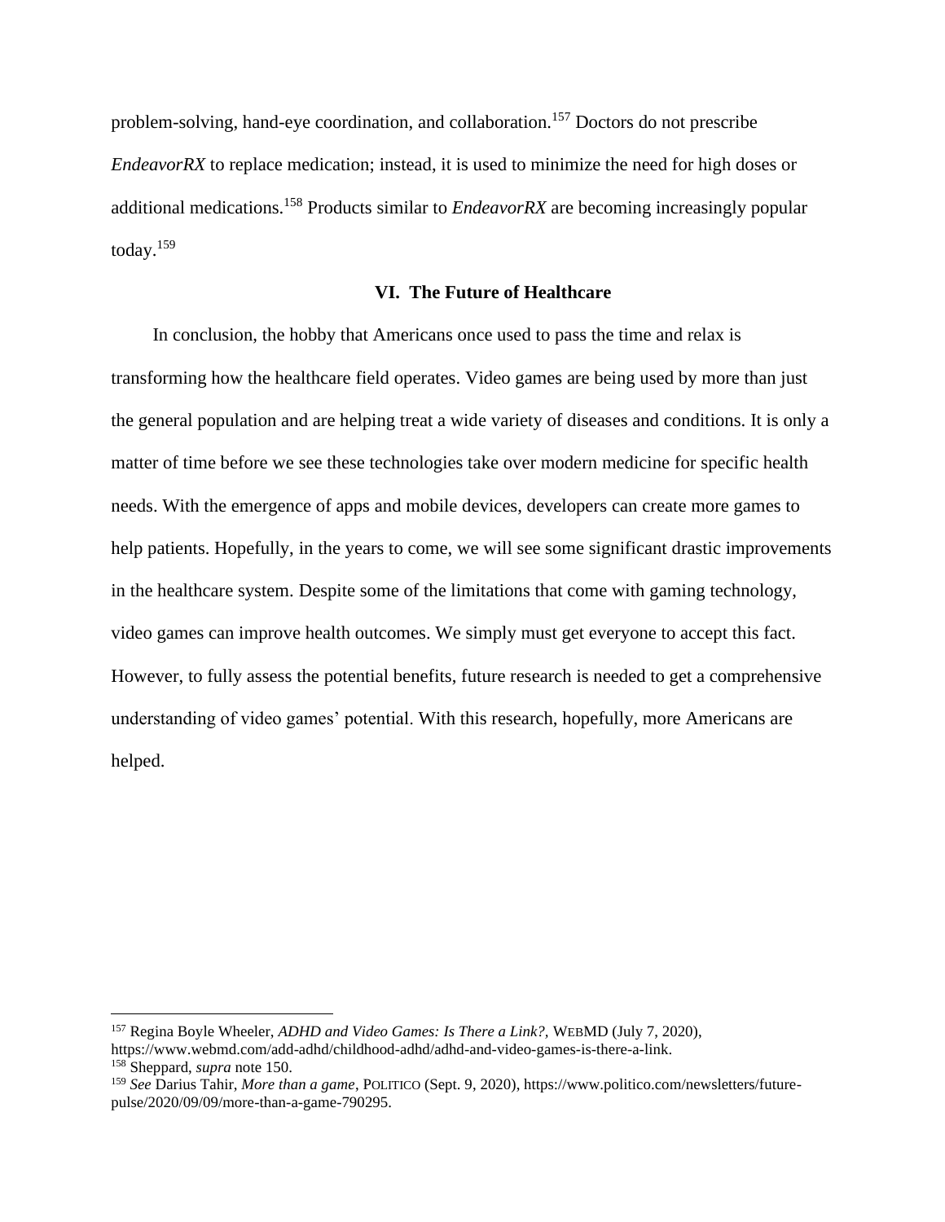problem-solving, hand-eye coordination, and collaboration.[157] Doctors do not prescribe *EndeavorRX* to replace medication; instead, it is used to minimize the need for high doses or additional medications.[158] Products similar to *EndeavorRX* are becoming increasingly popular today.[159]

## VI. The Future of Healthcare

In conclusion, the hobby that Americans once used to pass the time and relax is transforming how the healthcare field operates. Video games are being used by more than just the general population and are helping treat a wide variety of diseases and conditions. It is only a matter of time before we see these technologies take over modern medicine for specific health needs. With the emergence of apps and mobile devices, developers can create more games to help patients. Hopefully, in the years to come, we will see some significant drastic improvements in the healthcare system. Despite some of the limitations that come with gaming technology, video games can improve health outcomes. We simply must get everyone to accept this fact. However, to fully assess the potential benefits, future research is needed to get a comprehensive understanding of video games' potential. With this research, hopefully, more Americans are helped.

---

[157] Regina Boyle Wheeler, *ADHD and Video Games: Is There a Link?*, WEBMD (July 7, 2020), https://www.webmd.com/add-adhd/childhood-adhd/adhd-and-video-games-is-there-a-link.

[158] Sheppard, *supra* note 150.

[159] *See* Darius Tahir, *More than a game*, POLITICO (Sept. 9, 2020), https://www.politico.com/newsletters/future-pulse/2020/09/09/more-than-a-game-790295.